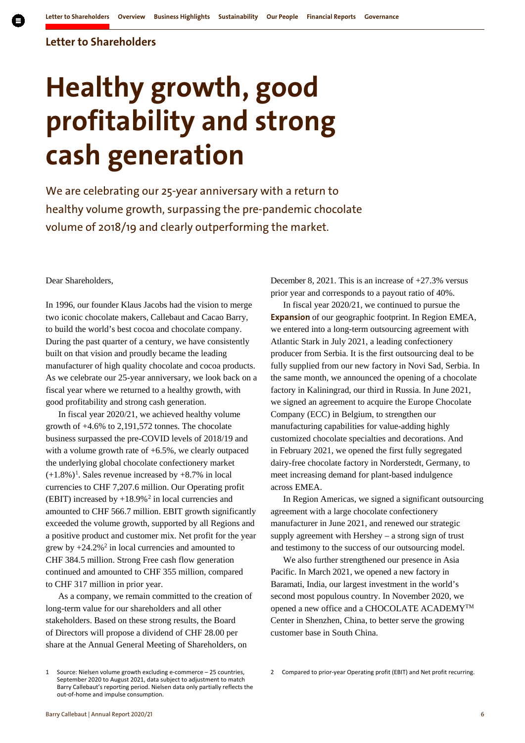## Letter to Shareholders

# Healthy growth, good profitability and strong cash generation

We are celebrating our 25-year anniversary with a return to healthy volume growth, surpassing the pre-pandemic chocolate volume of 2018/19 and clearly outperforming the market.

Dear Shareholders,

In 1996, our founder Klaus Jacobs had the vision to merge two iconic chocolate makers, Callebaut and Cacao Barry, to build the world's best cocoa and chocolate company. During the past quarter of a century, we have consistently built on that vision and proudly became the leading manufacturer of high quality chocolate and cocoa products. As we celebrate our 25-year anniversary, we look back on a fiscal year where we returned to a healthy growth, with good profitability and strong cash generation.

In fiscal year 2020/21, we achieved healthy volume growth of +4.6% to 2,191,572 tonnes. The chocolate business surpassed the pre-COVID levels of 2018/19 and with a volume growth rate of +6.5%, we clearly outpaced the underlying global chocolate confectionery market (+1.8%)[1]. Sales revenue increased by +8.7% in local currencies to CHF 7,207.6 million. Our Operating profit (EBIT) increased by +18.9%[2] in local currencies and amounted to CHF 566.7 million. EBIT growth significantly exceeded the volume growth, supported by all Regions and a positive product and customer mix. Net profit for the year grew by +24.2%[2] in local currencies and amounted to CHF 384.5 million. Strong Free cash flow generation continued and amounted to CHF 355 million, compared to CHF 317 million in prior year.

As a company, we remain committed to the creation of long-term value for our shareholders and all other stakeholders. Based on these strong results, the Board of Directors will propose a dividend of CHF 28.00 per share at the Annual General Meeting of Shareholders, on December 8, 2021. This is an increase of +27.3% versus prior year and corresponds to a payout ratio of 40%.

In fiscal year 2020/21, we continued to pursue the **Expansion** of our geographic footprint. In Region EMEA, we entered into a long-term outsourcing agreement with Atlantic Stark in July 2021, a leading confectionery producer from Serbia. It is the first outsourcing deal to be fully supplied from our new factory in Novi Sad, Serbia. In the same month, we announced the opening of a chocolate factory in Kaliningrad, our third in Russia. In June 2021, we signed an agreement to acquire the Europe Chocolate Company (ECC) in Belgium, to strengthen our manufacturing capabilities for value-adding highly customized chocolate specialties and decorations. And in February 2021, we opened the first fully segregated dairy-free chocolate factory in Norderstedt, Germany, to meet increasing demand for plant-based indulgence across EMEA.

In Region Americas, we signed a significant outsourcing agreement with a large chocolate confectionery manufacturer in June 2021, and renewed our strategic supply agreement with Hershey – a strong sign of trust and testimony to the success of our outsourcing model.

We also further strengthened our presence in Asia Pacific. In March 2021, we opened a new factory in Baramati, India, our largest investment in the world's second most populous country. In November 2020, we opened a new office and a CHOCOLATE ACADEMY™ Center in Shenzhen, China, to better serve the growing customer base in South China.

1 Source: Nielsen volume growth excluding e-commerce – 25 countries, September 2020 to August 2021, data subject to adjustment to match Barry Callebaut's reporting period. Nielsen data only partially reflects the out-of-home and impulse consumption.

2 Compared to prior-year Operating profit (EBIT) and Net profit recurring.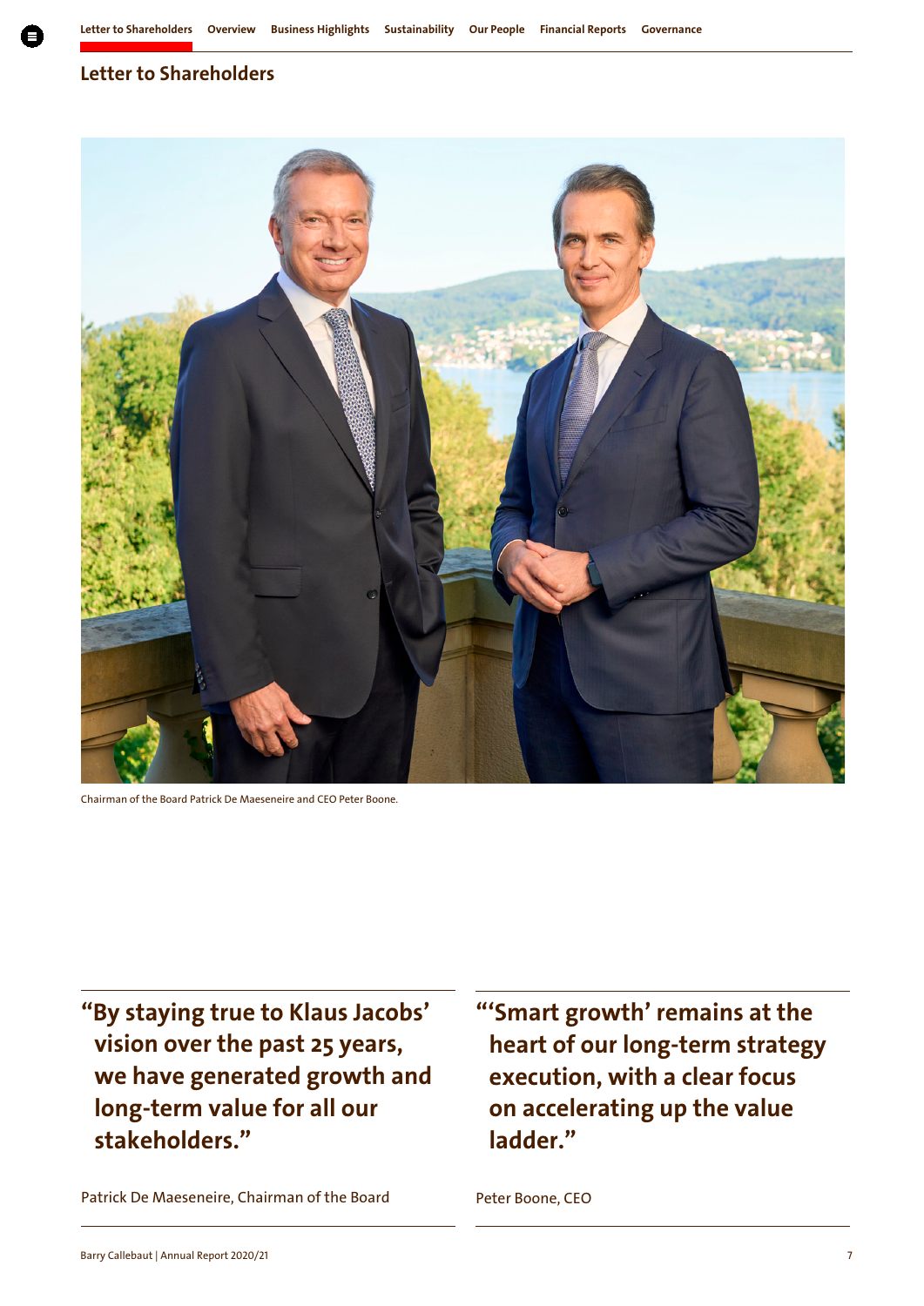## Letter to Shareholders

Chairman of the Board Patrick De Maeseneire and CEO Peter Boone.

> **"By staying true to Klaus Jacobs' vision over the past 25 years, we have generated growth and long-term value for all our stakeholders."**

Patrick De Maeseneire, Chairman of the Board

> **"'Smart growth' remains at the heart of our long-term strategy execution, with a clear focus on accelerating up the value ladder."**

Peter Boone, CEO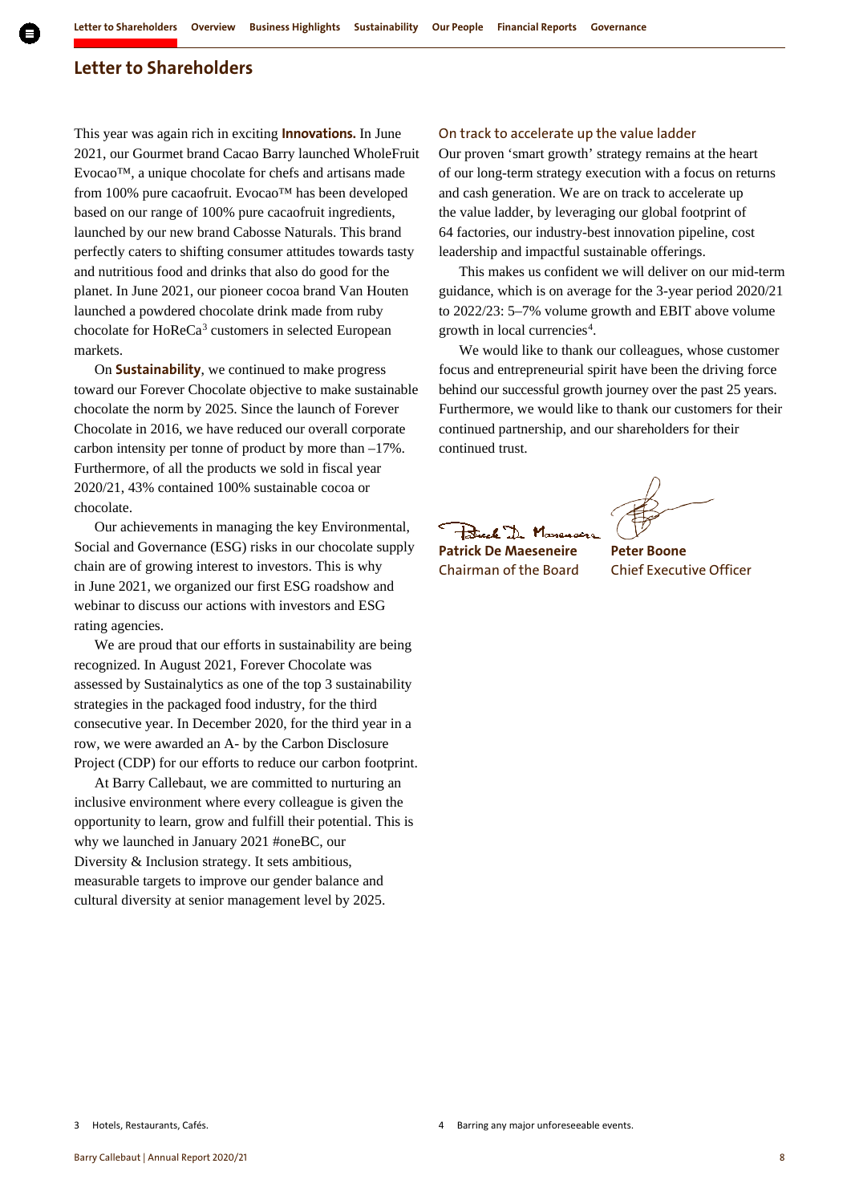## Letter to Shareholders

This year was again rich in exciting **Innovations.** In June 2021, our Gourmet brand Cacao Barry launched WholeFruit Evocao™, a unique chocolate for chefs and artisans made from 100% pure cacaofruit. Evocao™ has been developed based on our range of 100% pure cacaofruit ingredients, launched by our new brand Cabosse Naturals. This brand perfectly caters to shifting consumer attitudes towards tasty and nutritious food and drinks that also do good for the planet. In June 2021, our pioneer cocoa brand Van Houten launched a powdered chocolate drink made from ruby chocolate for HoReCa[3] customers in selected European markets.

On **Sustainability**, we continued to make progress toward our Forever Chocolate objective to make sustainable chocolate the norm by 2025. Since the launch of Forever Chocolate in 2016, we have reduced our overall corporate carbon intensity per tonne of product by more than –17%. Furthermore, of all the products we sold in fiscal year 2020/21, 43% contained 100% sustainable cocoa or chocolate.

Our achievements in managing the key Environmental, Social and Governance (ESG) risks in our chocolate supply chain are of growing interest to investors. This is why in June 2021, we organized our first ESG roadshow and webinar to discuss our actions with investors and ESG rating agencies.

We are proud that our efforts in sustainability are being recognized. In August 2021, Forever Chocolate was assessed by Sustainalytics as one of the top 3 sustainability strategies in the packaged food industry, for the third consecutive year. In December 2020, for the third year in a row, we were awarded an A- by the Carbon Disclosure Project (CDP) for our efforts to reduce our carbon footprint.

At Barry Callebaut, we are committed to nurturing an inclusive environment where every colleague is given the opportunity to learn, grow and fulfill their potential. This is why we launched in January 2021 #oneBC, our Diversity & Inclusion strategy. It sets ambitious, measurable targets to improve our gender balance and cultural diversity at senior management level by 2025.

### On track to accelerate up the value ladder

Our proven 'smart growth' strategy remains at the heart of our long-term strategy execution with a focus on returns and cash generation. We are on track to accelerate up the value ladder, by leveraging our global footprint of 64 factories, our industry-best innovation pipeline, cost leadership and impactful sustainable offerings.

This makes us confident we will deliver on our mid-term guidance, which is on average for the 3-year period 2020/21 to 2022/23: 5–7% volume growth and EBIT above volume growth in local currencies[4].

We would like to thank our colleagues, whose customer focus and entrepreneurial spirit have been the driving force behind our successful growth journey over the past 25 years. Furthermore, we would like to thank our customers for their continued partnership, and our shareholders for their continued trust.

**Patrick De Maeseneire**
Chairman of the Board

**Peter Boone**
Chief Executive Officer

3 Hotels, Restaurants, Cafés.

4 Barring any major unforeseeable events.